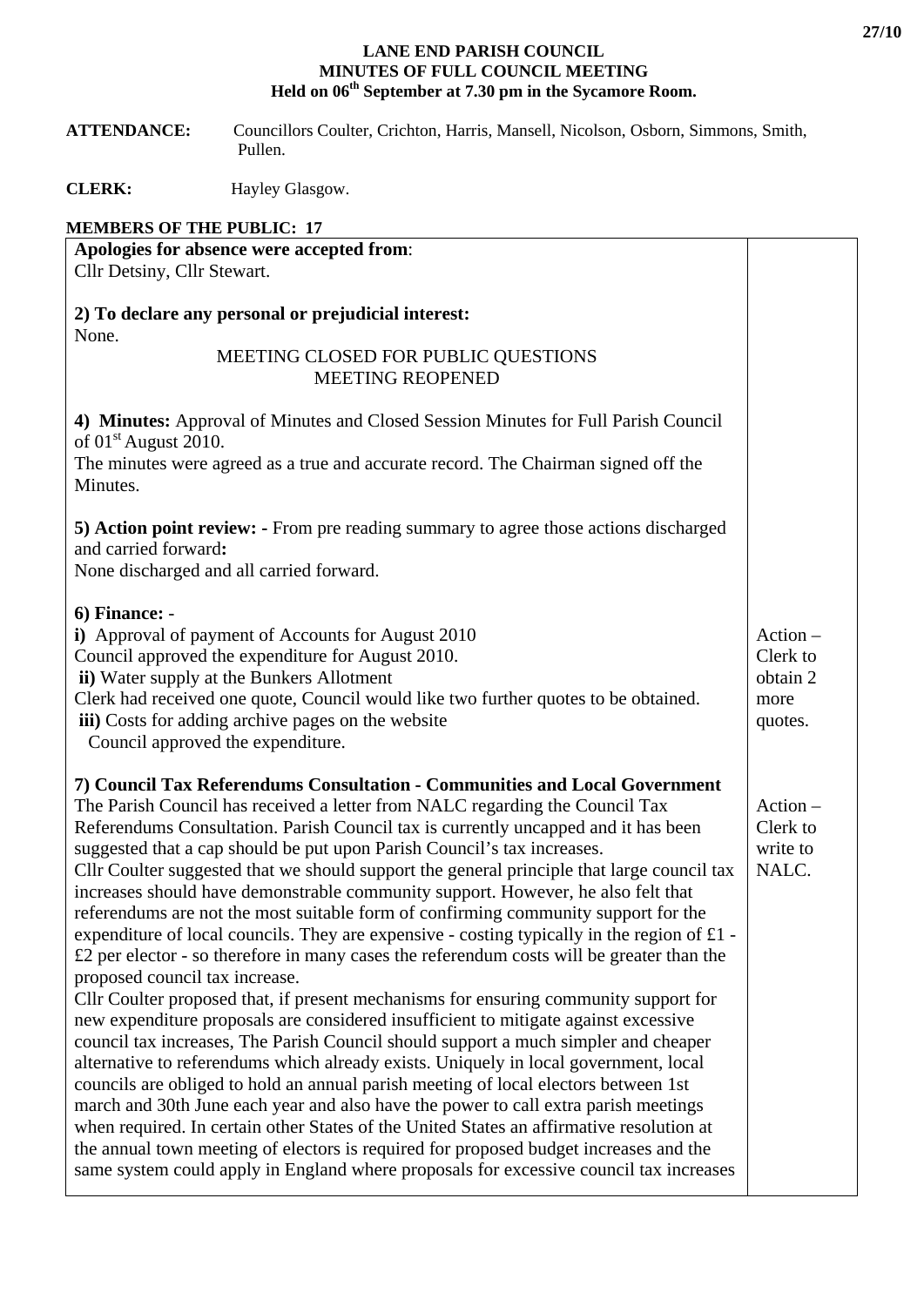**LANE END PARISH COUNCIL**
**MINUTES OF FULL COUNCIL MEETING**
**Held on 06th September at 7.30 pm in the Sycamore Room.**

**ATTENDANCE:** Councillors Coulter, Crichton, Harris, Mansell, Nicolson, Osborn, Simmons, Smith, Pullen.

**CLERK:** Hayley Glasgow.

**MEMBERS OF THE PUBLIC: 17**

| | |
|---|---|
| **Apologies for absence were accepted from**:<br>Cllr Detsiny, Cllr Stewart. | |
| **2) To declare any personal or prejudicial interest:**<br>None.<br>MEETING CLOSED FOR PUBLIC QUESTIONS<br>MEETING REOPENED | |
| **4) Minutes:** Approval of Minutes and Closed Session Minutes for Full Parish Council of 01st August 2010.<br>The minutes were agreed as a true and accurate record. The Chairman signed off the Minutes. | |
| **5) Action point review: -** From pre reading summary to agree those actions discharged and carried forward**:**<br>None discharged and all carried forward. | |
| **6) Finance:** -<br>**i)** Approval of payment of Accounts for August 2010<br>Council approved the expenditure for August 2010.<br>**ii)** Water supply at the Bunkers Allotment<br>Clerk had received one quote, Council would like two further quotes to be obtained.<br>**iii)** Costs for adding archive pages on the website<br>Council approved the expenditure. | Action – Clerk to obtain 2 more quotes. |
| **7) Council Tax Referendums Consultation - Communities and Local Government**<br>The Parish Council has received a letter from NALC regarding the Council Tax Referendums Consultation. Parish Council tax is currently uncapped and it has been suggested that a cap should be put upon Parish Council's tax increases.<br>Cllr Coulter suggested that we should support the general principle that large council tax increases should have demonstrable community support. However, he also felt that referendums are not the most suitable form of confirming community support for the expenditure of local councils. They are expensive - costing typically in the region of £1 - £2 per elector - so therefore in many cases the referendum costs will be greater than the proposed council tax increase.<br>Cllr Coulter proposed that, if present mechanisms for ensuring community support for new expenditure proposals are considered insufficient to mitigate against excessive council tax increases, The Parish Council should support a much simpler and cheaper alternative to referendums which already exists. Uniquely in local government, local councils are obliged to hold an annual parish meeting of local electors between 1st march and 30th June each year and also have the power to call extra parish meetings when required. In certain other States of the United States an affirmative resolution at the annual town meeting of electors is required for proposed budget increases and the same system could apply in England where proposals for excessive council tax increases | Action – Clerk to write to NALC. |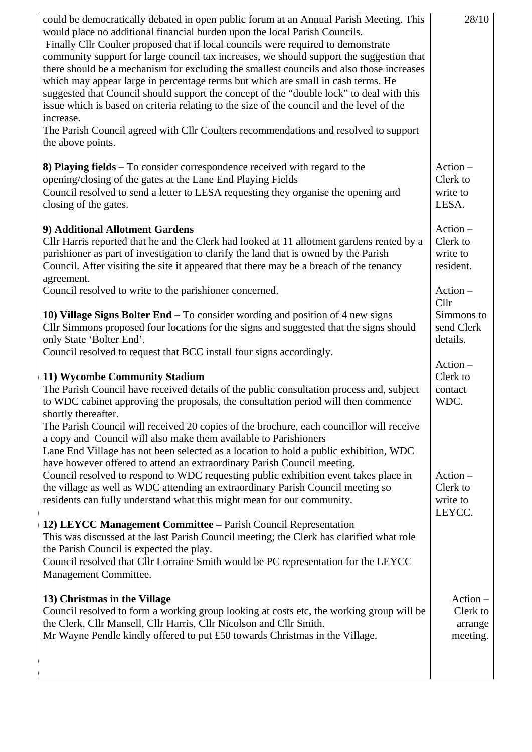| | 28/10 |
|---|---|
| could be democratically debated in open public forum at an Annual Parish Meeting. This would place no additional financial burden upon the local Parish Councils. Finally Cllr Coulter proposed that if local councils were required to demonstrate community support for large council tax increases, we should support the suggestion that there should be a mechanism for excluding the smallest councils and also those increases which may appear large in percentage terms but which are small in cash terms. He suggested that Council should support the concept of the "double lock" to deal with this issue which is based on criteria relating to the size of the council and the level of the increase. The Parish Council agreed with Cllr Coulters recommendations and resolved to support the above points. | |
| **8) Playing fields –** To consider correspondence received with regard to the opening/closing of the gates at the Lane End Playing Fields. Council resolved to send a letter to LESA requesting they organise the opening and closing of the gates. | Action – Clerk to write to LESA. |
| **9) Additional Allotment Gardens** Cllr Harris reported that he and the Clerk had looked at 11 allotment gardens rented by a parishioner as part of investigation to clarify the land that is owned by the Parish Council. After visiting the site it appeared that there may be a breach of the tenancy agreement. Council resolved to write to the parishioner concerned. | Action – Clerk to write to resident. |
| **10) Village Signs Bolter End –** To consider wording and position of 4 new signs. Cllr Simmons proposed four locations for the signs and suggested that the signs should only State 'Bolter End'. Council resolved to request that BCC install four signs accordingly. | Action – Cllr Simmons to send Clerk details. |
| **11) Wycombe Community Stadium** The Parish Council have received details of the public consultation process and, subject to WDC cabinet approving the proposals, the consultation period will then commence shortly thereafter. The Parish Council will received 20 copies of the brochure, each councillor will receive a copy and Council will also make them available to Parishioners. Lane End Village has not been selected as a location to hold a public exhibition, WDC have however offered to attend an extraordinary Parish Council meeting. Council resolved to respond to WDC requesting public exhibition event takes place in the village as well as WDC attending an extraordinary Parish Council meeting so residents can fully understand what this might mean for our community. | Action – Clerk to contact WDC. |
| **12) LEYCC Management Committee –** Parish Council Representation. This was discussed at the last Parish Council meeting; the Clerk has clarified what role the Parish Council is expected the play. Council resolved that Cllr Lorraine Smith would be PC representation for the LEYCC Management Committee. | Action – Clerk to write to LEYCC. |
| **13) Christmas in the Village** Council resolved to form a working group looking at costs etc, the working group will be the Clerk, Cllr Mansell, Cllr Harris, Cllr Nicolson and Cllr Smith. Mr Wayne Pendle kindly offered to put £50 towards Christmas in the Village. | Action – Clerk to arrange meeting. |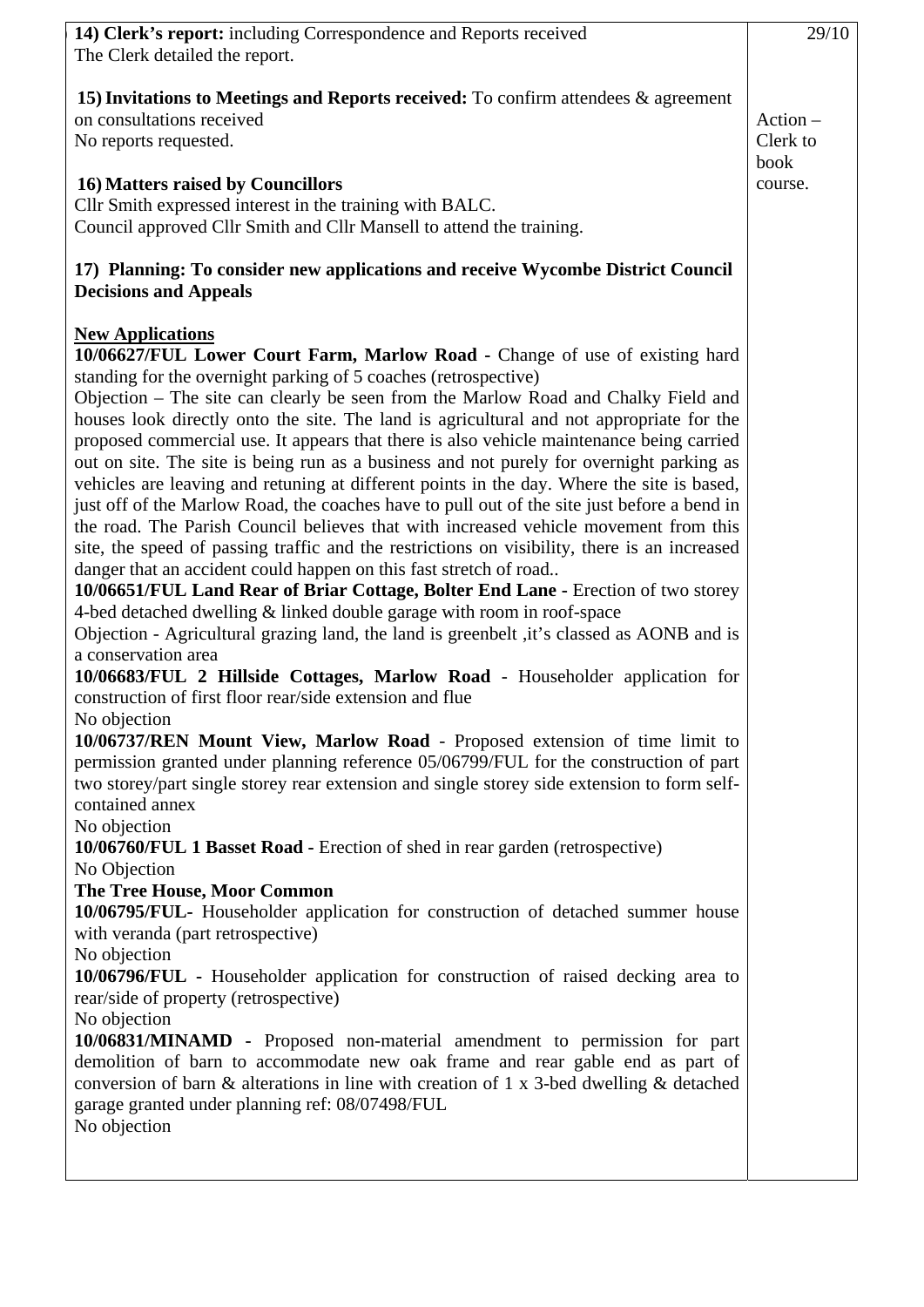| | |
|---|---|
| **14) Clerk's report:** including Correspondence and Reports received<br>The Clerk detailed the report. | 29/10 |
| **15) Invitations to Meetings and Reports received:** To confirm attendees & agreement on consultations received<br>No reports requested. | Action – Clerk to book course. |
| **16) Matters raised by Councillors**<br>Cllr Smith expressed interest in the training with BALC.<br>Council approved Cllr Smith and Cllr Mansell to attend the training. | |

**17) Planning: To consider new applications and receive Wycombe District Council Decisions and Appeals**

**New Applications**

**10/06627/FUL Lower Court Farm, Marlow Road -** Change of use of existing hard standing for the overnight parking of 5 coaches (retrospective)

Objection – The site can clearly be seen from the Marlow Road and Chalky Field and houses look directly onto the site. The land is agricultural and not appropriate for the proposed commercial use. It appears that there is also vehicle maintenance being carried out on site. The site is being run as a business and not purely for overnight parking as vehicles are leaving and retuning at different points in the day. Where the site is based, just off of the Marlow Road, the coaches have to pull out of the site just before a bend in the road. The Parish Council believes that with increased vehicle movement from this site, the speed of passing traffic and the restrictions on visibility, there is an increased danger that an accident could happen on this fast stretch of road..

**10/06651/FUL Land Rear of Briar Cottage, Bolter End Lane -** Erection of two storey 4-bed detached dwelling & linked double garage with room in roof-space

Objection - Agricultural grazing land, the land is greenbelt ,it's classed as AONB and is a conservation area

**10/06683/FUL 2 Hillside Cottages, Marlow Road** - Householder application for construction of first floor rear/side extension and flue

No objection

**10/06737/REN Mount View, Marlow Road** - Proposed extension of time limit to permission granted under planning reference 05/06799/FUL for the construction of part two storey/part single storey rear extension and single storey side extension to form self-contained annex

No objection

**10/06760/FUL 1 Basset Road -** Erection of shed in rear garden (retrospective)

No Objection

**The Tree House, Moor Common**

**10/06795/FUL-** Householder application for construction of detached summer house with veranda (part retrospective)

No objection

**10/06796/FUL -** Householder application for construction of raised decking area to rear/side of property (retrospective)

No objection

**10/06831/MINAMD -** Proposed non-material amendment to permission for part demolition of barn to accommodate new oak frame and rear gable end as part of conversion of barn & alterations in line with creation of 1 x 3-bed dwelling & detached garage granted under planning ref: 08/07498/FUL

No objection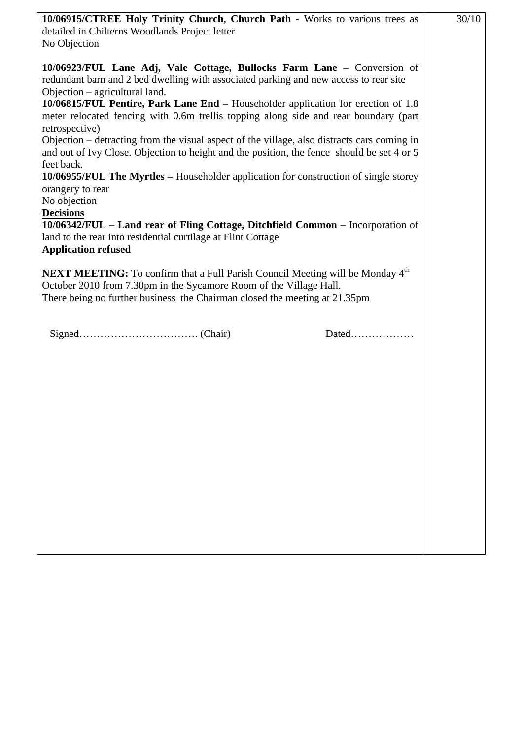**10/06915/CTREE Holy Trinity Church, Church Path -** Works to various trees as detailed in Chilterns Woodlands Project letter
No Objection

**10/06923/FUL Lane Adj, Vale Cottage, Bullocks Farm Lane –** Conversion of redundant barn and 2 bed dwelling with associated parking and new access to rear site
Objection – agricultural land.

**10/06815/FUL Pentire, Park Lane End –** Householder application for erection of 1.8 meter relocated fencing with 0.6m trellis topping along side and rear boundary (part retrospective)
Objection – detracting from the visual aspect of the village, also distracts cars coming in and out of Ivy Close. Objection to height and the position, the fence should be set 4 or 5 feet back.

**10/06955/FUL The Myrtles –** Householder application for construction of single storey orangery to rear
No objection

**Decisions**

**10/06342/FUL – Land rear of Fling Cottage, Ditchfield Common –** Incorporation of land to the rear into residential curtilage at Flint Cottage
**Application refused**

**NEXT MEETING:** To confirm that a Full Parish Council Meeting will be Monday 4th October 2010 from 7.30pm in the Sycamore Room of the Village Hall.
There being no further business the Chairman closed the meeting at 21.35pm

Signed……………………………. (Chair) Dated………………